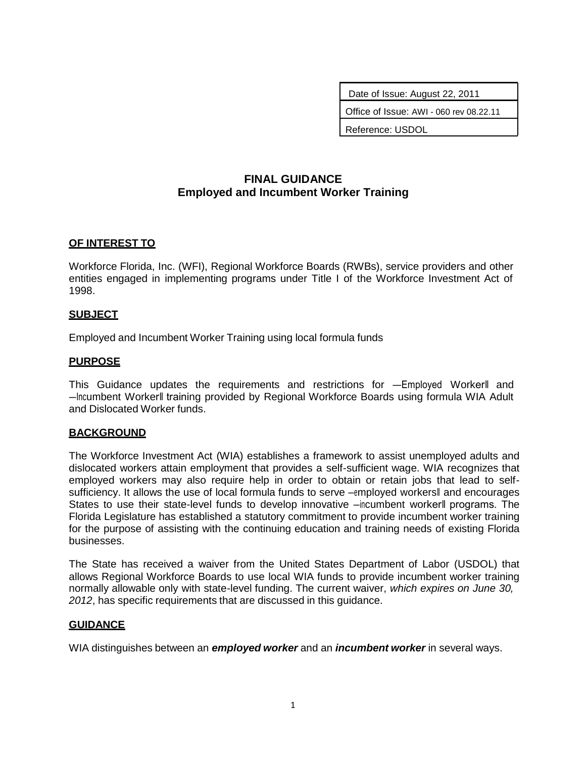| Date of Issue: August 22, 2011 |
|---|
| Office of Issue: AWI - 060 rev 08.22.11 |
| Reference: USDOL |

# FINAL GUIDANCE
## Employed and Incumbent Worker Training

**OF INTEREST TO**

Workforce Florida, Inc. (WFI), Regional Workforce Boards (RWBs), service providers and other entities engaged in implementing programs under Title I of the Workforce Investment Act of 1998.

**SUBJECT**

Employed and Incumbent Worker Training using local formula funds

**PURPOSE**

This Guidance updates the requirements and restrictions for ―Employed Worker‖ and ―Incumbent Worker‖ training provided by Regional Workforce Boards using formula WIA Adult and Dislocated Worker funds.

**BACKGROUND**

The Workforce Investment Act (WIA) establishes a framework to assist unemployed adults and dislocated workers attain employment that provides a self-sufficient wage. WIA recognizes that employed workers may also require help in order to obtain or retain jobs that lead to self-sufficiency. It allows the use of local formula funds to serve ―employed workers‖ and encourages States to use their state-level funds to develop innovative ―incumbent worker‖ programs. The Florida Legislature has established a statutory commitment to provide incumbent worker training for the purpose of assisting with the continuing education and training needs of existing Florida businesses.

The State has received a waiver from the United States Department of Labor (USDOL) that allows Regional Workforce Boards to use local WIA funds to provide incumbent worker training normally allowable only with state-level funding. The current waiver, *which expires on June 30, 2012*, has specific requirements that are discussed in this guidance.

**GUIDANCE**

WIA distinguishes between an ***employed worker*** and an ***incumbent worker*** in several ways.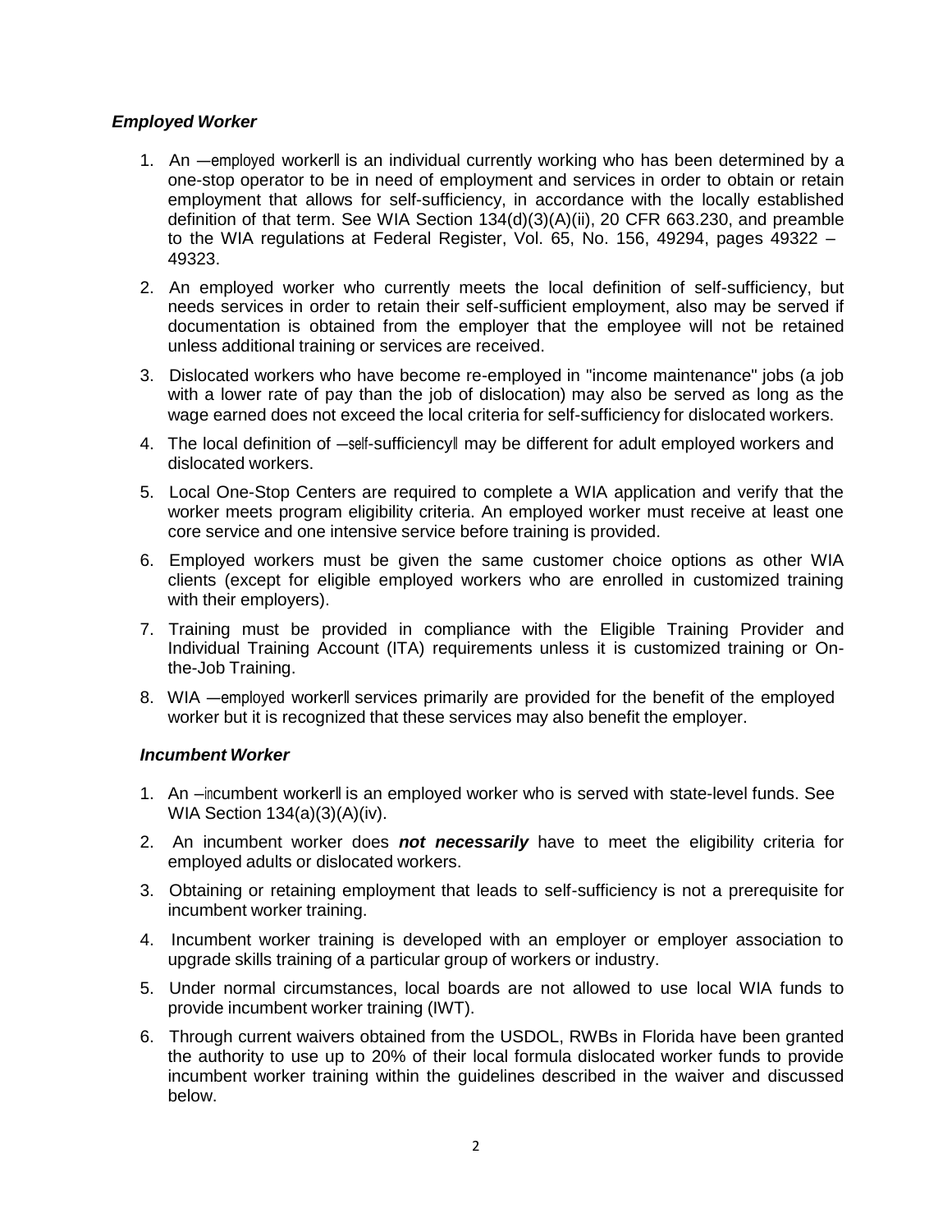### *Employed Worker*

1. An ―employed worker‖ is an individual currently working who has been determined by a one-stop operator to be in need of employment and services in order to obtain or retain employment that allows for self-sufficiency, in accordance with the locally established definition of that term. See WIA Section 134(d)(3)(A)(ii), 20 CFR 663.230, and preamble to the WIA regulations at Federal Register, Vol. 65, No. 156, 49294, pages 49322 – 49323.
2. An employed worker who currently meets the local definition of self-sufficiency, but needs services in order to retain their self-sufficient employment, also may be served if documentation is obtained from the employer that the employee will not be retained unless additional training or services are received.
3. Dislocated workers who have become re-employed in "income maintenance" jobs (a job with a lower rate of pay than the job of dislocation) may also be served as long as the wage earned does not exceed the local criteria for self-sufficiency for dislocated workers.
4. The local definition of ―self-sufficiency‖ may be different for adult employed workers and dislocated workers.
5. Local One-Stop Centers are required to complete a WIA application and verify that the worker meets program eligibility criteria. An employed worker must receive at least one core service and one intensive service before training is provided.
6. Employed workers must be given the same customer choice options as other WIA clients (except for eligible employed workers who are enrolled in customized training with their employers).
7. Training must be provided in compliance with the Eligible Training Provider and Individual Training Account (ITA) requirements unless it is customized training or On-the-Job Training.
8. WIA ―employed worker‖ services primarily are provided for the benefit of the employed worker but it is recognized that these services may also benefit the employer.

### *Incumbent Worker*

1. An ―incumbent worker‖ is an employed worker who is served with state-level funds. See WIA Section 134(a)(3)(A)(iv).
2. An incumbent worker does ***not necessarily*** have to meet the eligibility criteria for employed adults or dislocated workers.
3. Obtaining or retaining employment that leads to self-sufficiency is not a prerequisite for incumbent worker training.
4. Incumbent worker training is developed with an employer or employer association to upgrade skills training of a particular group of workers or industry.
5. Under normal circumstances, local boards are not allowed to use local WIA funds to provide incumbent worker training (IWT).
6. Through current waivers obtained from the USDOL, RWBs in Florida have been granted the authority to use up to 20% of their local formula dislocated worker funds to provide incumbent worker training within the guidelines described in the waiver and discussed below.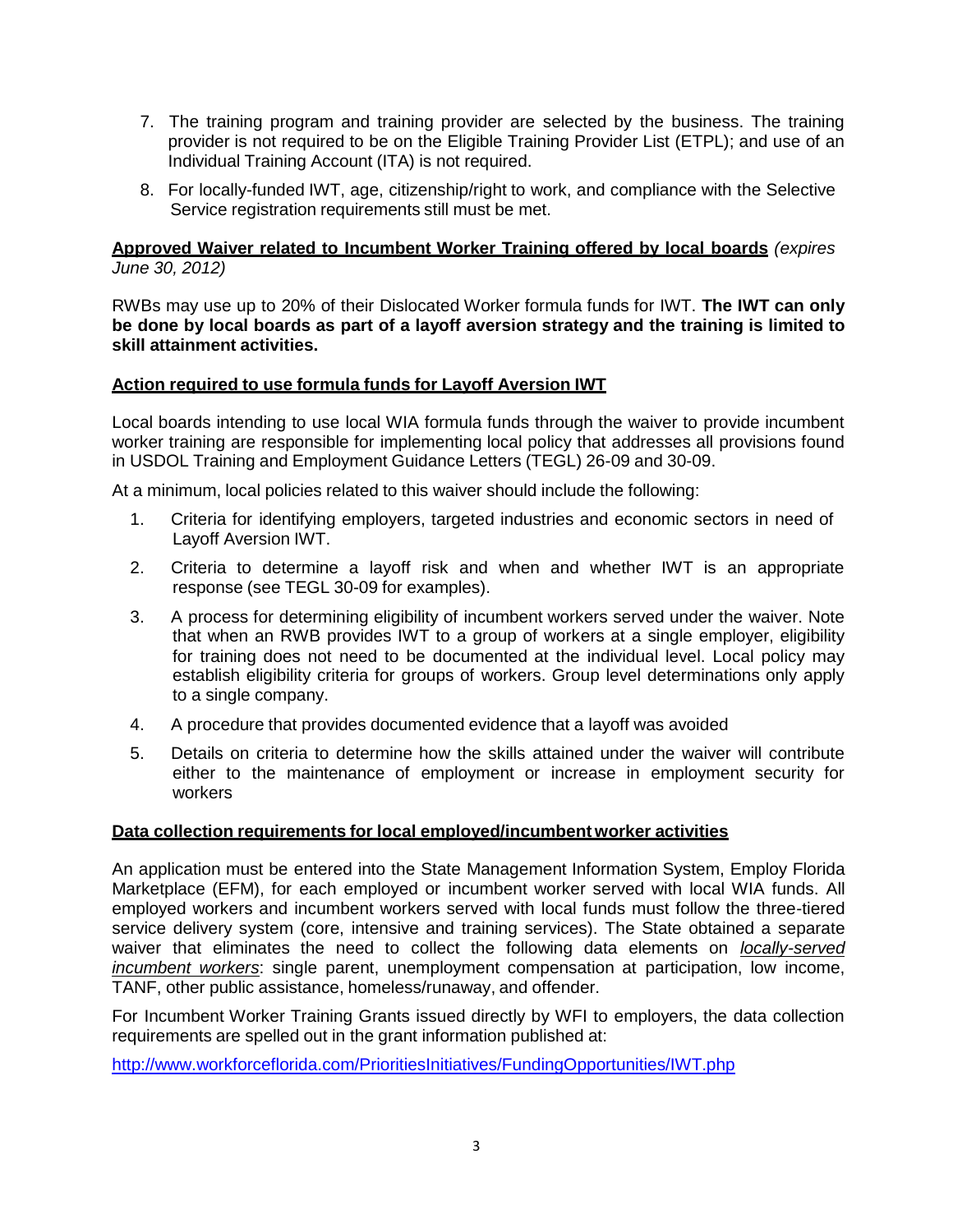7. The training program and training provider are selected by the business. The training provider is not required to be on the Eligible Training Provider List (ETPL); and use of an Individual Training Account (ITA) is not required.

8. For locally-funded IWT, age, citizenship/right to work, and compliance with the Selective Service registration requirements still must be met.

**Approved Waiver related to Incumbent Worker Training offered by local boards** *(expires June 30, 2012)*

RWBs may use up to 20% of their Dislocated Worker formula funds for IWT. **The IWT can only be done by local boards as part of a layoff aversion strategy and the training is limited to skill attainment activities.**

**Action required to use formula funds for Layoff Aversion IWT**

Local boards intending to use local WIA formula funds through the waiver to provide incumbent worker training are responsible for implementing local policy that addresses all provisions found in USDOL Training and Employment Guidance Letters (TEGL) 26-09 and 30-09.

At a minimum, local policies related to this waiver should include the following:

1. Criteria for identifying employers, targeted industries and economic sectors in need of Layoff Aversion IWT.
2. Criteria to determine a layoff risk and when and whether IWT is an appropriate response (see TEGL 30-09 for examples).
3. A process for determining eligibility of incumbent workers served under the waiver. Note that when an RWB provides IWT to a group of workers at a single employer, eligibility for training does not need to be documented at the individual level. Local policy may establish eligibility criteria for groups of workers. Group level determinations only apply to a single company.
4. A procedure that provides documented evidence that a layoff was avoided
5. Details on criteria to determine how the skills attained under the waiver will contribute either to the maintenance of employment or increase in employment security for workers

**Data collection requirements for local employed/incumbent worker activities**

An application must be entered into the State Management Information System, Employ Florida Marketplace (EFM), for each employed or incumbent worker served with local WIA funds. All employed workers and incumbent workers served with local funds must follow the three-tiered service delivery system (core, intensive and training services). The State obtained a separate waiver that eliminates the need to collect the following data elements on *locally-served incumbent workers*: single parent, unemployment compensation at participation, low income, TANF, other public assistance, homeless/runaway, and offender.

For Incumbent Worker Training Grants issued directly by WFI to employers, the data collection requirements are spelled out in the grant information published at:

http://www.workforceflorida.com/PrioritiesInitiatives/FundingOpportunities/IWT.php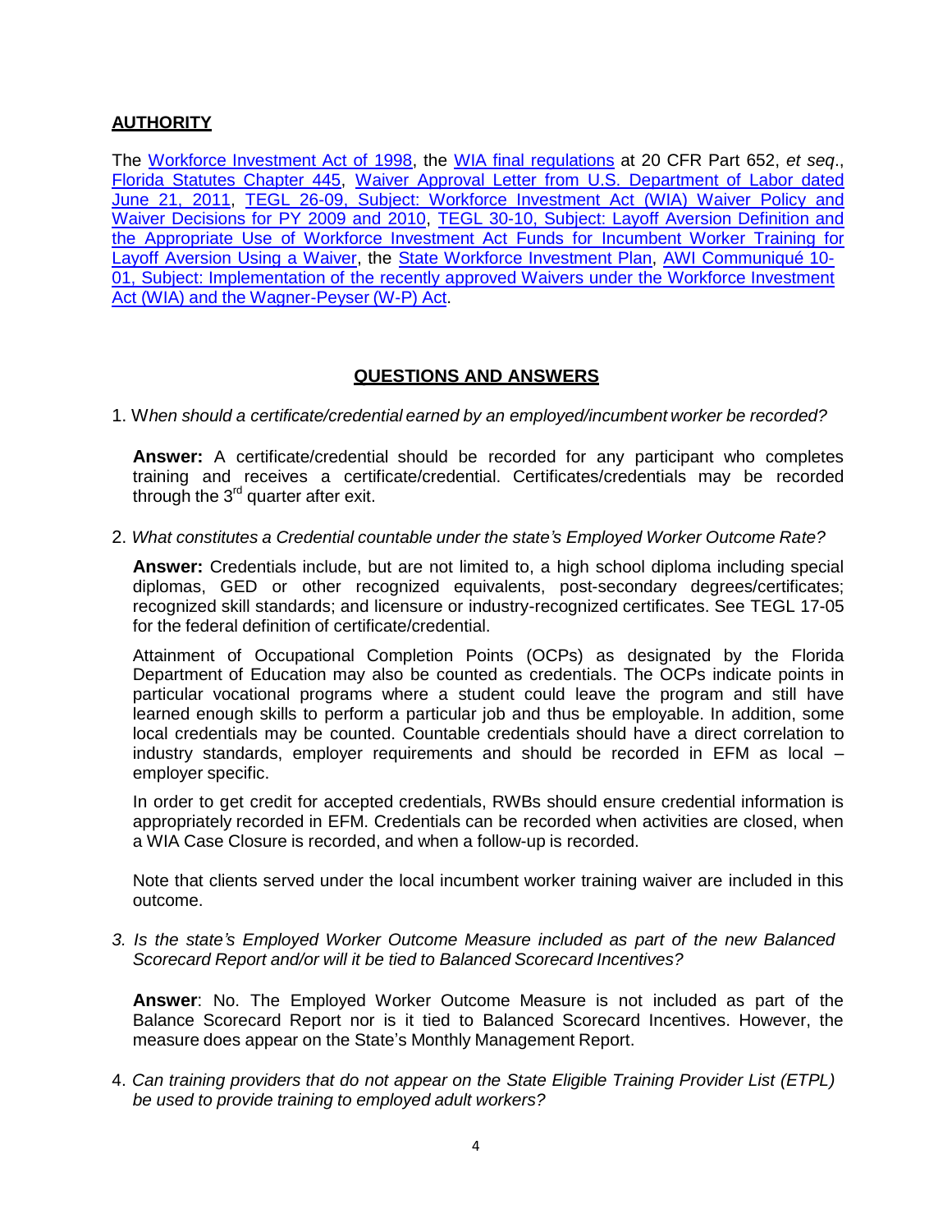## AUTHORITY

The Workforce Investment Act of 1998, the WIA final regulations at 20 CFR Part 652, *et seq*., Florida Statutes Chapter 445, Waiver Approval Letter from U.S. Department of Labor dated June 21, 2011, TEGL 26-09, Subject: Workforce Investment Act (WIA) Waiver Policy and Waiver Decisions for PY 2009 and 2010, TEGL 30-10, Subject: Layoff Aversion Definition and the Appropriate Use of Workforce Investment Act Funds for Incumbent Worker Training for Layoff Aversion Using a Waiver, the State Workforce Investment Plan, AWI Communiqué 10-01, Subject: Implementation of the recently approved Waivers under the Workforce Investment Act (WIA) and the Wagner-Peyser (W-P) Act.

## QUESTIONS AND ANSWERS

1. *When should a certificate/credential earned by an employed/incumbent worker be recorded?*

   **Answer:** A certificate/credential should be recorded for any participant who completes training and receives a certificate/credential. Certificates/credentials may be recorded through the 3rd quarter after exit.

2. *What constitutes a Credential countable under the state's Employed Worker Outcome Rate?*

   **Answer:** Credentials include, but are not limited to, a high school diploma including special diplomas, GED or other recognized equivalents, post-secondary degrees/certificates; recognized skill standards; and licensure or industry-recognized certificates. See TEGL 17-05 for the federal definition of certificate/credential.

   Attainment of Occupational Completion Points (OCPs) as designated by the Florida Department of Education may also be counted as credentials. The OCPs indicate points in particular vocational programs where a student could leave the program and still have learned enough skills to perform a particular job and thus be employable. In addition, some local credentials may be counted. Countable credentials should have a direct correlation to industry standards, employer requirements and should be recorded in EFM as local – employer specific.

   In order to get credit for accepted credentials, RWBs should ensure credential information is appropriately recorded in EFM. Credentials can be recorded when activities are closed, when a WIA Case Closure is recorded, and when a follow-up is recorded.

   Note that clients served under the local incumbent worker training waiver are included in this outcome.

3. *Is the state's Employed Worker Outcome Measure included as part of the new Balanced Scorecard Report and/or will it be tied to Balanced Scorecard Incentives?*

   **Answer**: No. The Employed Worker Outcome Measure is not included as part of the Balance Scorecard Report nor is it tied to Balanced Scorecard Incentives. However, the measure does appear on the State's Monthly Management Report.

4. *Can training providers that do not appear on the State Eligible Training Provider List (ETPL) be used to provide training to employed adult workers?*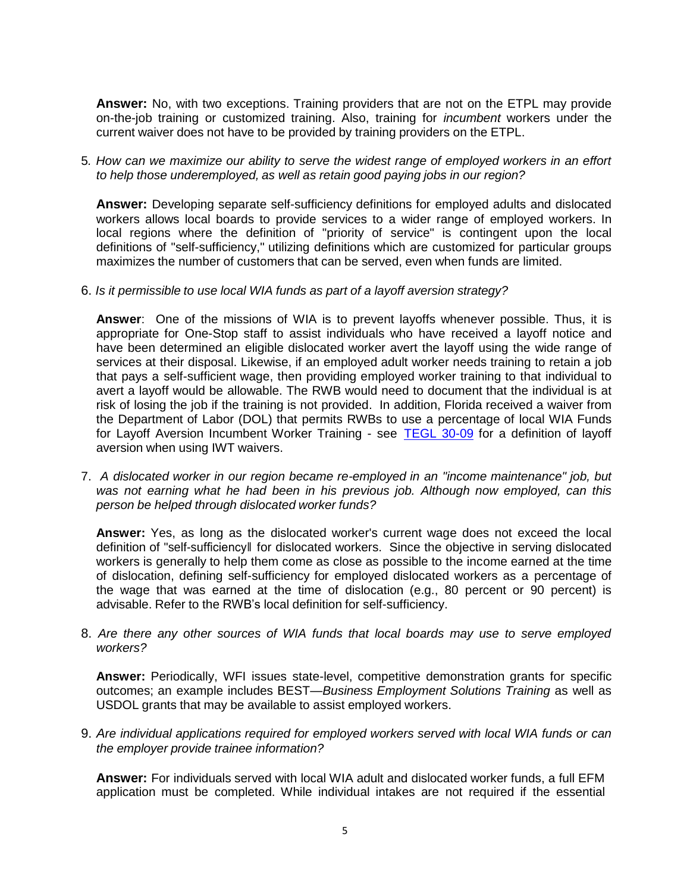**Answer:** No, with two exceptions. Training providers that are not on the ETPL may provide on-the-job training or customized training. Also, training for *incumbent* workers under the current waiver does not have to be provided by training providers on the ETPL.

5. *How can we maximize our ability to serve the widest range of employed workers in an effort to help those underemployed, as well as retain good paying jobs in our region?*

   **Answer:** Developing separate self-sufficiency definitions for employed adults and dislocated workers allows local boards to provide services to a wider range of employed workers. In local regions where the definition of "priority of service" is contingent upon the local definitions of "self-sufficiency," utilizing definitions which are customized for particular groups maximizes the number of customers that can be served, even when funds are limited.

6. *Is it permissible to use local WIA funds as part of a layoff aversion strategy?*

   **Answer**: One of the missions of WIA is to prevent layoffs whenever possible. Thus, it is appropriate for One-Stop staff to assist individuals who have received a layoff notice and have been determined an eligible dislocated worker avert the layoff using the wide range of services at their disposal. Likewise, if an employed adult worker needs training to retain a job that pays a self-sufficient wage, then providing employed worker training to that individual to avert a layoff would be allowable. The RWB would need to document that the individual is at risk of losing the job if the training is not provided. In addition, Florida received a waiver from the Department of Labor (DOL) that permits RWBs to use a percentage of local WIA Funds for Layoff Aversion Incumbent Worker Training - see [TEGL 30-09] for a definition of layoff aversion when using IWT waivers.

7. *A dislocated worker in our region became re-employed in an "income maintenance" job, but was not earning what he had been in his previous job. Although now employed, can this person be helped through dislocated worker funds?*

   **Answer:** Yes, as long as the dislocated worker's current wage does not exceed the local definition of "self-sufficiency‖ for dislocated workers. Since the objective in serving dislocated workers is generally to help them come as close as possible to the income earned at the time of dislocation, defining self-sufficiency for employed dislocated workers as a percentage of the wage that was earned at the time of dislocation (e.g., 80 percent or 90 percent) is advisable. Refer to the RWB's local definition for self-sufficiency.

8. *Are there any other sources of WIA funds that local boards may use to serve employed workers?*

   **Answer:** Periodically, WFI issues state-level, competitive demonstration grants for specific outcomes; an example includes BEST—*Business Employment Solutions Training* as well as USDOL grants that may be available to assist employed workers.

9. *Are individual applications required for employed workers served with local WIA funds or can the employer provide trainee information?*

   **Answer:** For individuals served with local WIA adult and dislocated worker funds, a full EFM application must be completed. While individual intakes are not required if the essential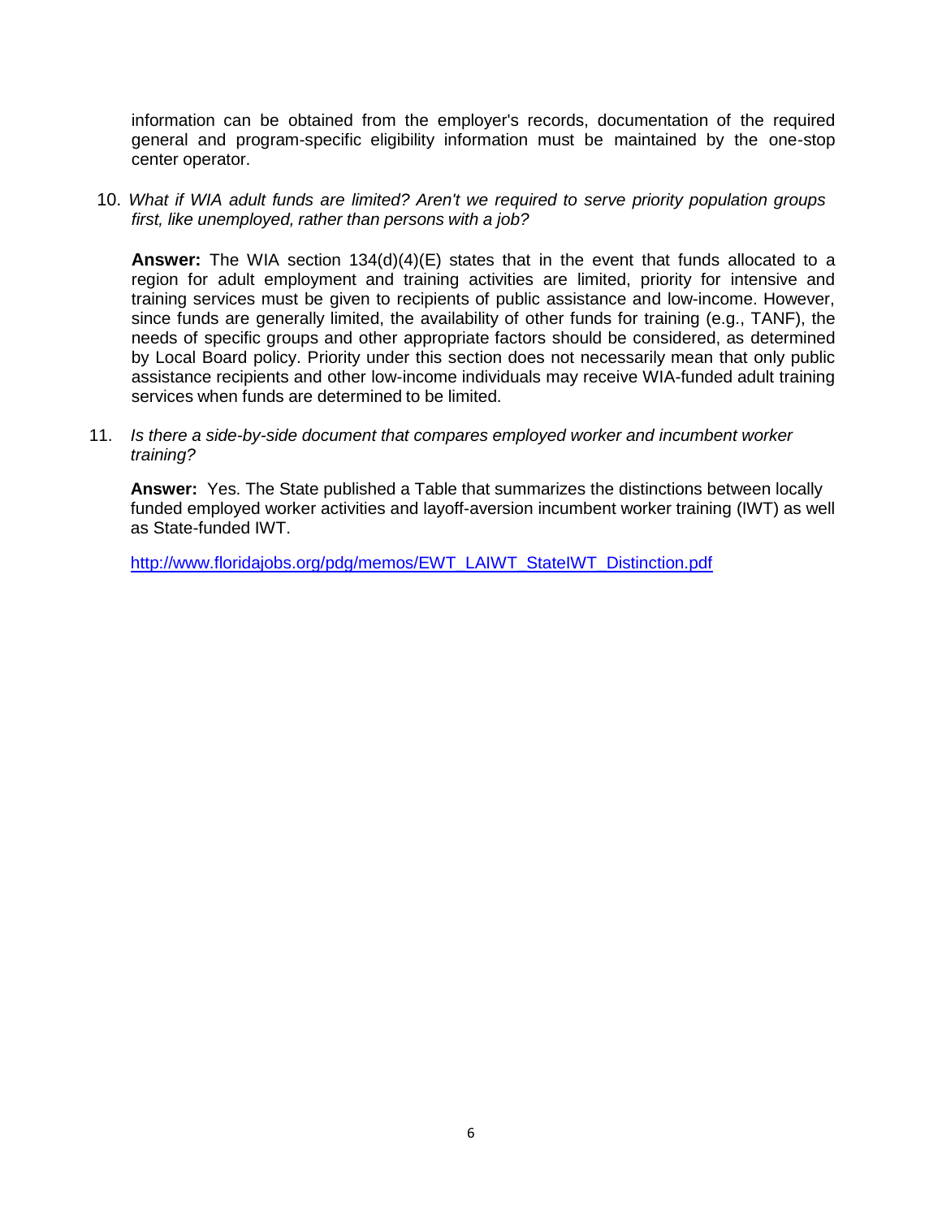information can be obtained from the employer's records, documentation of the required general and program-specific eligibility information must be maintained by the one-stop center operator.

10. *What if WIA adult funds are limited? Aren't we required to serve priority population groups first, like unemployed, rather than persons with a job?*

    **Answer:** The WIA section 134(d)(4)(E) states that in the event that funds allocated to a region for adult employment and training activities are limited, priority for intensive and training services must be given to recipients of public assistance and low-income. However, since funds are generally limited, the availability of other funds for training (e.g., TANF), the needs of specific groups and other appropriate factors should be considered, as determined by Local Board policy. Priority under this section does not necessarily mean that only public assistance recipients and other low-income individuals may receive WIA-funded adult training services when funds are determined to be limited.

11. *Is there a side-by-side document that compares employed worker and incumbent worker training?*

    **Answer:** Yes. The State published a Table that summarizes the distinctions between locally funded employed worker activities and layoff-aversion incumbent worker training (IWT) as well as State-funded IWT.

    http://www.floridajobs.org/pdg/memos/EWT_LAIWT_StateIWT_Distinction.pdf